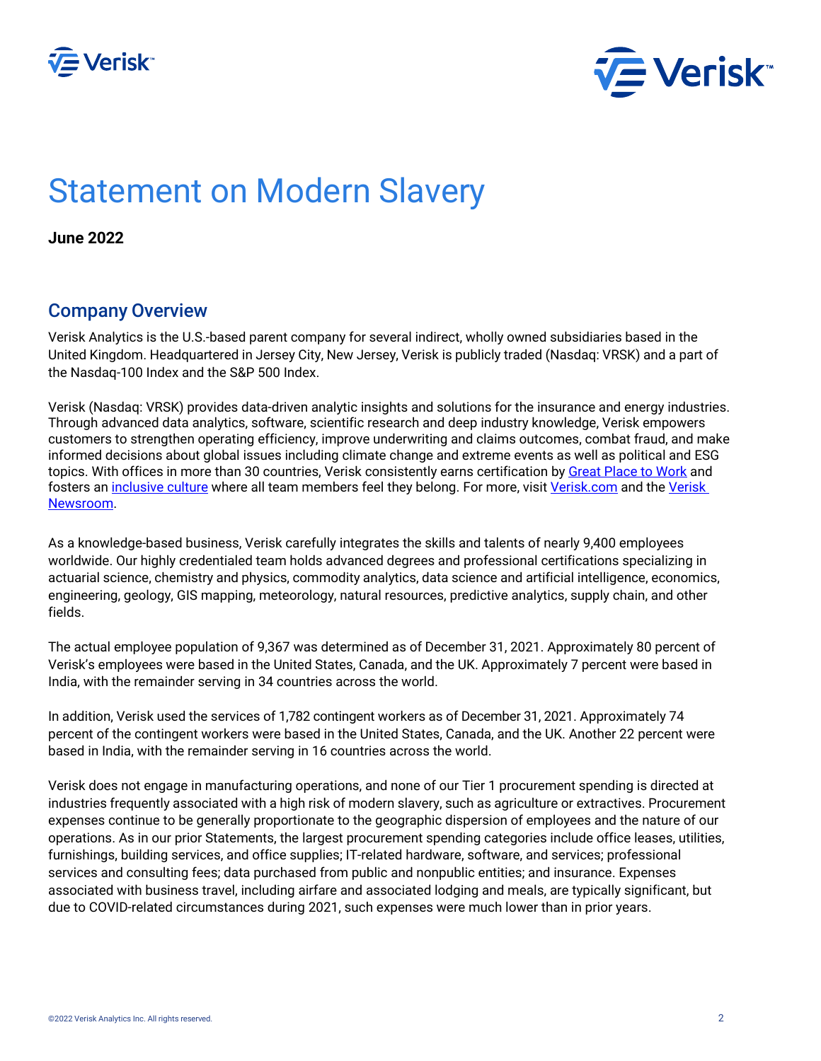# Statement on Modern Slavery

**June 2022**

## Company Overview

Verisk Analytics is the U.S.-based parent company for several indirect, wholly owned subsidiaries based in the United Kingdom. Headquartered in Jersey City, New Jersey, Verisk is publicly traded (Nasdaq: VRSK) and a part of the Nasdaq-100 Index and the S&P 500 Index.

Verisk (Nasdaq: VRSK) provides data-driven analytic insights and solutions for the insurance and energy industries. Through advanced data analytics, software, scientific research and deep industry knowledge, Verisk empowers customers to strengthen operating efficiency, improve underwriting and claims outcomes, combat fraud, and make informed decisions about global issues including climate change and extreme events as well as political and ESG topics. With offices in more than 30 countries, Verisk consistently earns certification by Great Place to Work and fosters an inclusive culture where all team members feel they belong. For more, visit Verisk.com and the Verisk Newsroom.

As a knowledge-based business, Verisk carefully integrates the skills and talents of nearly 9,400 employees worldwide. Our highly credentialed team holds advanced degrees and professional certifications specializing in actuarial science, chemistry and physics, commodity analytics, data science and artificial intelligence, economics, engineering, geology, GIS mapping, meteorology, natural resources, predictive analytics, supply chain, and other fields.

The actual employee population of 9,367 was determined as of December 31, 2021. Approximately 80 percent of Verisk's employees were based in the United States, Canada, and the UK. Approximately 7 percent were based in India, with the remainder serving in 34 countries across the world.

In addition, Verisk used the services of 1,782 contingent workers as of December 31, 2021. Approximately 74 percent of the contingent workers were based in the United States, Canada, and the UK. Another 22 percent were based in India, with the remainder serving in 16 countries across the world.

Verisk does not engage in manufacturing operations, and none of our Tier 1 procurement spending is directed at industries frequently associated with a high risk of modern slavery, such as agriculture or extractives. Procurement expenses continue to be generally proportionate to the geographic dispersion of employees and the nature of our operations. As in our prior Statements, the largest procurement spending categories include office leases, utilities, furnishings, building services, and office supplies; IT-related hardware, software, and services; professional services and consulting fees; data purchased from public and nonpublic entities; and insurance. Expenses associated with business travel, including airfare and associated lodging and meals, are typically significant, but due to COVID-related circumstances during 2021, such expenses were much lower than in prior years.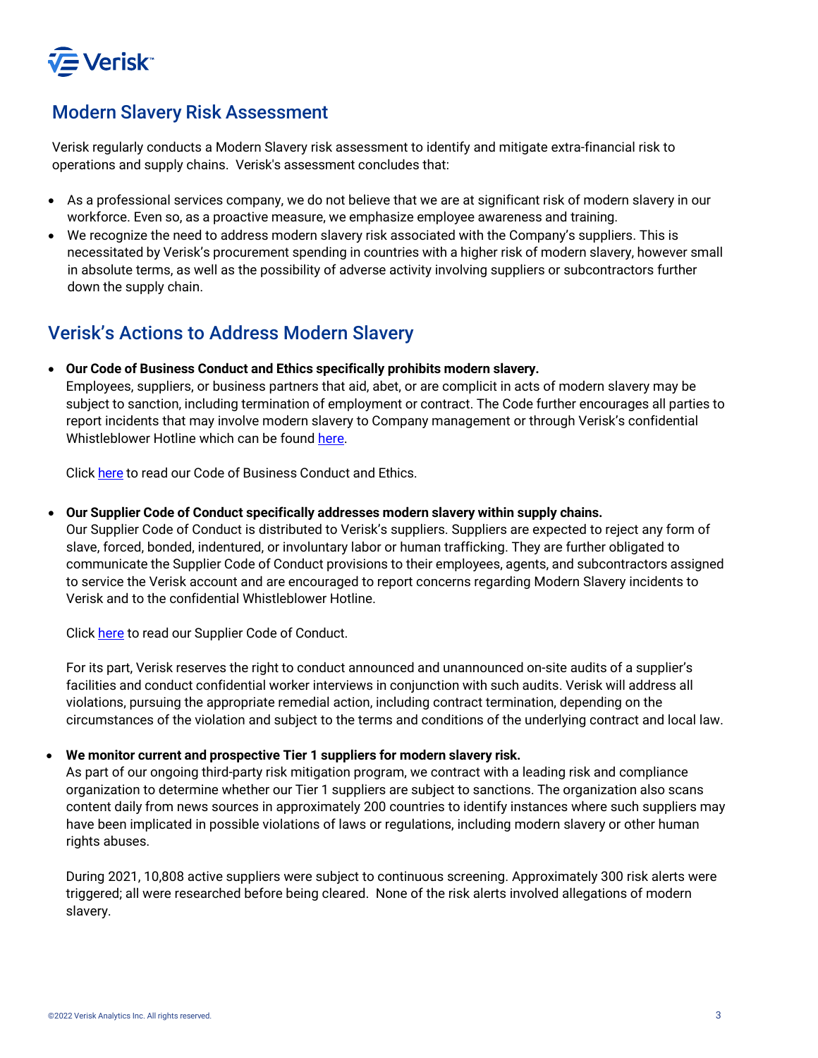## Modern Slavery Risk Assessment

Verisk regularly conducts a Modern Slavery risk assessment to identify and mitigate extra-financial risk to operations and supply chains. Verisk's assessment concludes that:

- As a professional services company, we do not believe that we are at significant risk of modern slavery in our workforce. Even so, as a proactive measure, we emphasize employee awareness and training.
- We recognize the need to address modern slavery risk associated with the Company's suppliers. This is necessitated by Verisk's procurement spending in countries with a higher risk of modern slavery, however small in absolute terms, as well as the possibility of adverse activity involving suppliers or subcontractors further down the supply chain.

## Verisk's Actions to Address Modern Slavery

- **Our Code of Business Conduct and Ethics specifically prohibits modern slavery.**
  Employees, suppliers, or business partners that aid, abet, or are complicit in acts of modern slavery may be subject to sanction, including termination of employment or contract. The Code further encourages all parties to report incidents that may involve modern slavery to Company management or through Verisk's confidential Whistleblower Hotline which can be found here.

  Click here to read our Code of Business Conduct and Ethics.

- **Our Supplier Code of Conduct specifically addresses modern slavery within supply chains.**
  Our Supplier Code of Conduct is distributed to Verisk's suppliers. Suppliers are expected to reject any form of slave, forced, bonded, indentured, or involuntary labor or human trafficking. They are further obligated to communicate the Supplier Code of Conduct provisions to their employees, agents, and subcontractors assigned to service the Verisk account and are encouraged to report concerns regarding Modern Slavery incidents to Verisk and to the confidential Whistleblower Hotline.

  Click here to read our Supplier Code of Conduct.

  For its part, Verisk reserves the right to conduct announced and unannounced on-site audits of a supplier's facilities and conduct confidential worker interviews in conjunction with such audits. Verisk will address all violations, pursuing the appropriate remedial action, including contract termination, depending on the circumstances of the violation and subject to the terms and conditions of the underlying contract and local law.

- **We monitor current and prospective Tier 1 suppliers for modern slavery risk.**
  As part of our ongoing third-party risk mitigation program, we contract with a leading risk and compliance organization to determine whether our Tier 1 suppliers are subject to sanctions. The organization also scans content daily from news sources in approximately 200 countries to identify instances where such suppliers may have been implicated in possible violations of laws or regulations, including modern slavery or other human rights abuses.

  During 2021, 10,808 active suppliers were subject to continuous screening. Approximately 300 risk alerts were triggered; all were researched before being cleared. None of the risk alerts involved allegations of modern slavery.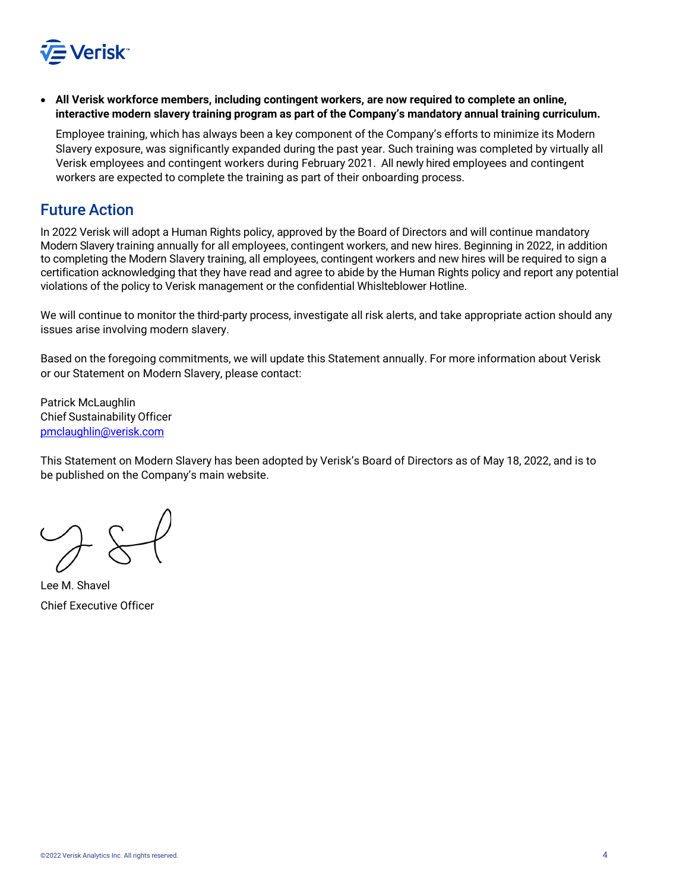- **All Verisk workforce members, including contingent workers, are now required to complete an online, interactive modern slavery training program as part of the Company's mandatory annual training curriculum.**

  Employee training, which has always been a key component of the Company's efforts to minimize its Modern Slavery exposure, was significantly expanded during the past year. Such training was completed by virtually all Verisk employees and contingent workers during February 2021. All newly hired employees and contingent workers are expected to complete the training as part of their onboarding process.

## Future Action

In 2022 Verisk will adopt a Human Rights policy, approved by the Board of Directors and will continue mandatory Modern Slavery training annually for all employees, contingent workers, and new hires. Beginning in 2022, in addition to completing the Modern Slavery training, all employees, contingent workers and new hires will be required to sign a certification acknowledging that they have read and agree to abide by the Human Rights policy and report any potential violations of the policy to Verisk management or the confidential Whislteblower Hotline.

We will continue to monitor the third-party process, investigate all risk alerts, and take appropriate action should any issues arise involving modern slavery.

Based on the foregoing commitments, we will update this Statement annually. For more information about Verisk or our Statement on Modern Slavery, please contact:

Patrick McLaughlin
Chief Sustainability Officer
pmclaughlin@verisk.com

This Statement on Modern Slavery has been adopted by Verisk's Board of Directors as of May 18, 2022, and is to be published on the Company's main website.

Lee M. Shavel
Chief Executive Officer